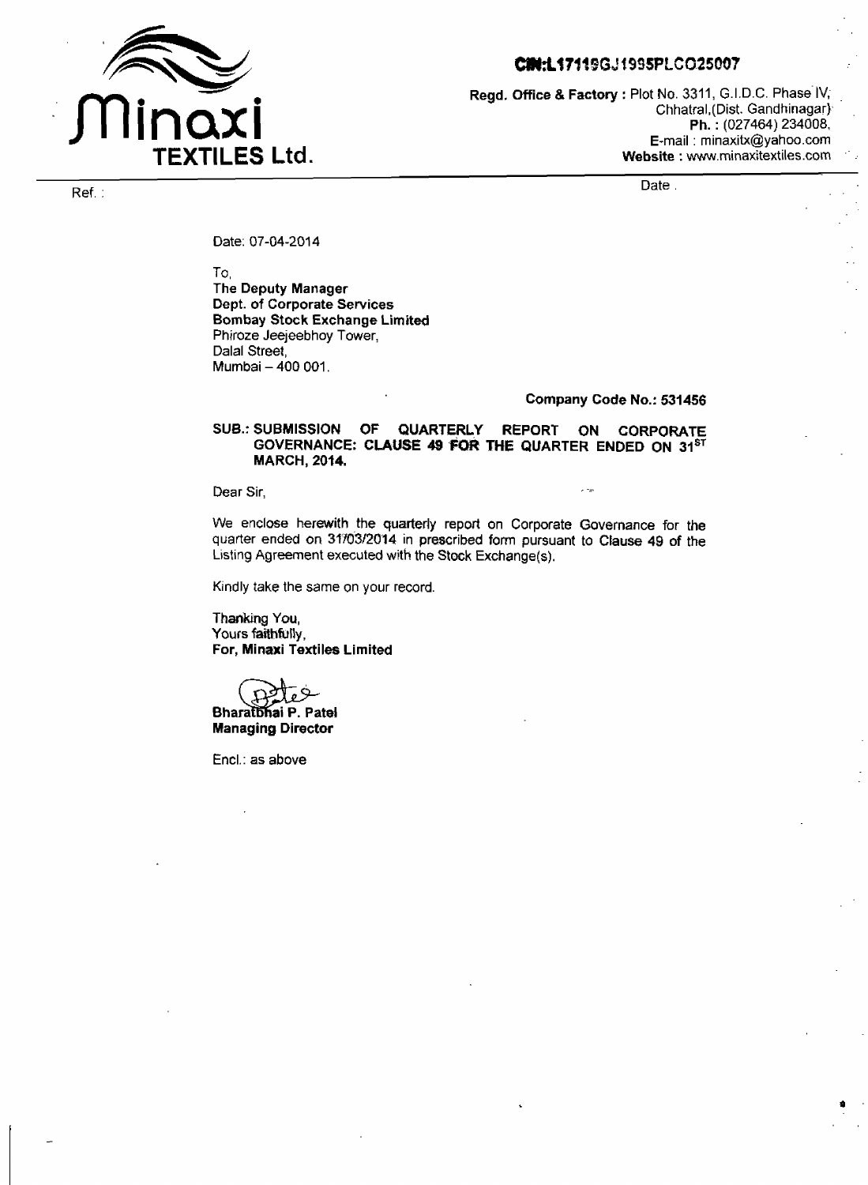**Minaxi TEXTILES Ltd.**

**CIN:L17119GJ1995PLC025007**

**Regd. Office & Factory :** Plot No. 3311, G.I.D.C. Phase IV, Chhatral,(Dist. Gandhinagar) **Ph. :** (027464) 234008, **E-mail :** minaxitx@yahoo.com **Website :** www.minaxitextiles.com

Ref. :

Date .

Date: 07-04-2014

To,
**The Deputy Manager**
**Dept. of Corporate Services**
**Bombay Stock Exchange Limited**
Phiroze Jeejeebhoy Tower,
Dalal Street,
Mumbai – 400 001.

**Company Code No.: 531456**

**SUB.: SUBMISSION OF QUARTERLY REPORT ON CORPORATE GOVERNANCE: CLAUSE 49 FOR THE QUARTER ENDED ON 31ST MARCH, 2014.**

Dear Sir,

We enclose herewith the quarterly report on Corporate Governance for the quarter ended on 31/03/2014 in prescribed form pursuant to Clause 49 of the Listing Agreement executed with the Stock Exchange(s).

Kindly take the same on your record.

Thanking You,
Yours faithfully,
**For, Minaxi Textiles Limited**

**Bharatbhai P. Patel**
**Managing Director**

Encl.: as above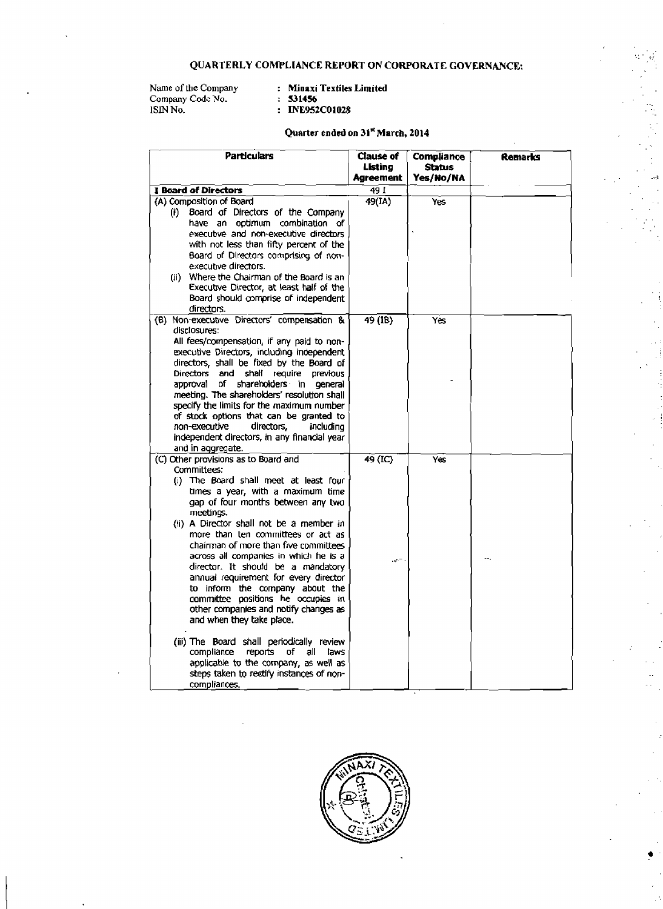# QUARTERLY COMPLIANCE REPORT ON CORPORATE GOVERNANCE:

Name of the Company : **Minaxi Textiles Limited**
Company Code No. : **531456**
ISIN No. : **INE952C01028**

## Quarter ended on 31st March, 2014

| Particulars | Clause of Listing Agreement | Compliance Status Yes/No/NA | Remarks |
|---|---|---|---|
| **I Board of Directors** | 49 I | | |
| (A) Composition of Board<br>(i) Board of Directors of the Company have an optimum combination of executive and non-executive directors with not less than fifty percent of the Board of Directors comprising of non-executive directors.<br>(ii) Where the Chairman of the Board is an Executive Director, at least half of the Board should comprise of independent directors. | 49(IA) | Yes | |
| (B) Non-executive Directors' compensation & disclosures:<br>All fees/compensation, if any paid to non-executive Directors, including independent directors, shall be fixed by the Board of Directors and shall require previous approval of shareholders in general meeting. The shareholders' resolution shall specify the limits for the maximum number of stock options that can be granted to non-executive directors, including independent directors, in any financial year and in aggregate. | 49 (IB) | Yes | - |
| (C) Other provisions as to Board and Committees:<br>(i) The Board shall meet at least four times a year, with a maximum time gap of four months between any two meetings.<br>(ii) A Director shall not be a member in more than ten committees or act as chairman of more than five committees across all companies in which he is a director. It should be a mandatory annual requirement for every director to inform the company about the committee positions he occupies in other companies and notify changes as and when they take place.<br>(iii) The Board shall periodically review compliance reports of all laws applicable to the company, as well as steps taken to rectify instances of non-compliances. | 49 (IC) | Yes | — |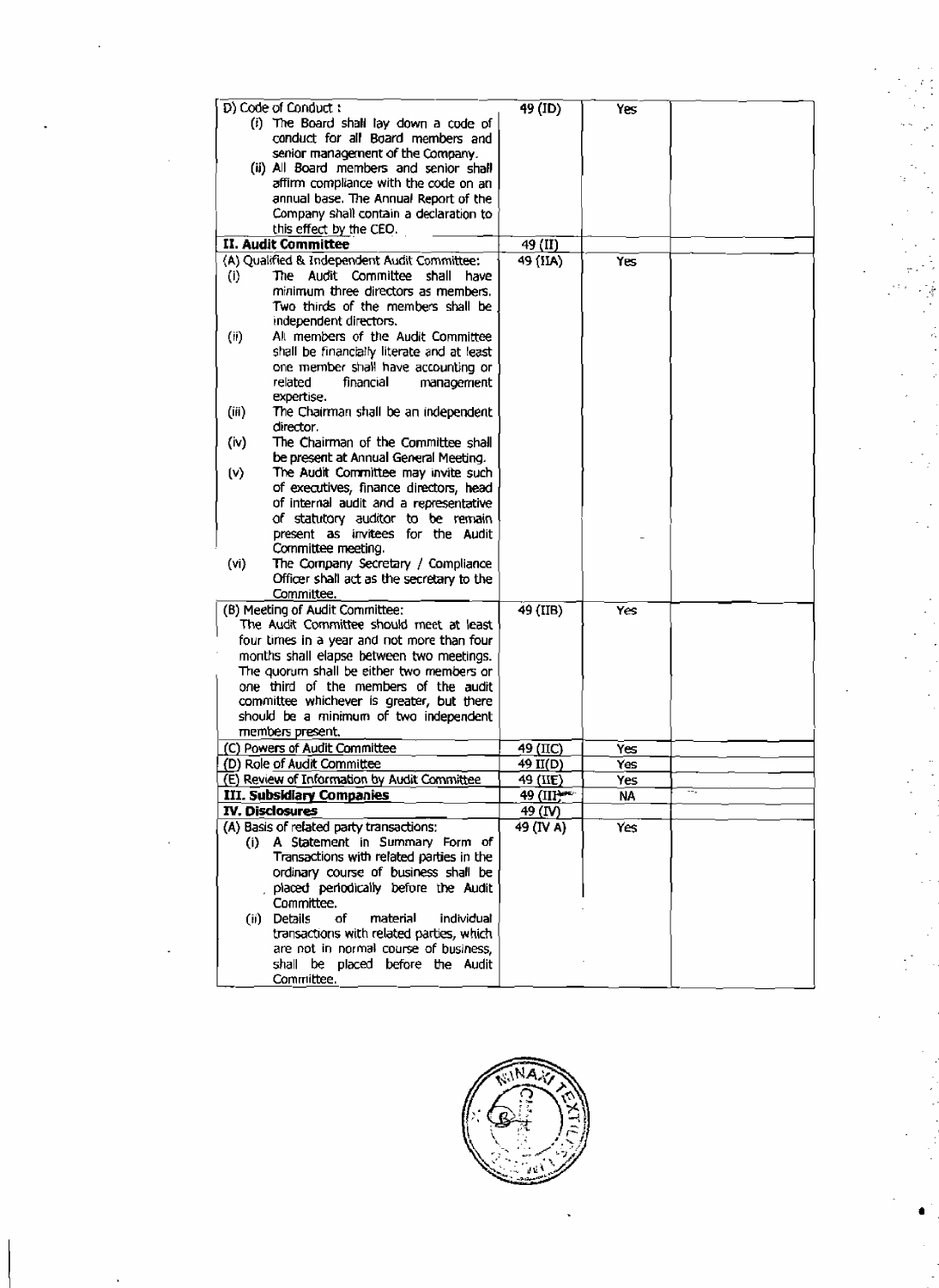| | | | |
|---|---|---|---|
| D) Code of Conduct :<br>(i) The Board shall lay down a code of conduct for all Board members and senior management of the Company.<br>(ii) All Board members and senior shall affirm compliance with the code on an annual base. The Annual Report of the Company shall contain a declaration to this effect by the CEO. | 49 (ID) | Yes | |
| **II. Audit Committee** | 49 (II) | | |
| (A) Qualified & Independent Audit Committee:<br>(i) The Audit Committee shall have minimum three directors as members. Two thirds of the members shall be independent directors.<br>(ii) All members of the Audit Committee shall be financially literate and at least one member shall have accounting or related financial management expertise.<br>(iii) The Chairman shall be an independent director.<br>(iv) The Chairman of the Committee shall be present at Annual General Meeting.<br>(v) The Audit Committee may invite such of executives, finance directors, head of internal audit and a representative of statutory auditor to be remain present as invitees for the Audit Committee meeting.<br>(vi) The Company Secretary / Compliance Officer shall act as the secretary to the Committee. | 49 (IIA) | Yes | |
| (B) Meeting of Audit Committee:<br>The Audit Committee should meet at least four times in a year and not more than four months shall elapse between two meetings. The quorum shall be either two members or one third of the members of the audit committee whichever is greater, but there should be a minimum of two independent members present. | 49 (IIB) | Yes | |
| (C) Powers of Audit Committee | 49 (IIC) | Yes | |
| (D) Role of Audit Committee | 49 II(D) | Yes | |
| (E) Review of Information by Audit Committee | 49 (IIE) | Yes | |
| **III. Subsidiary Companies** | 49 (III) | NA | |
| **IV. Disclosures** | 49 (IV) | | |
| (A) Basis of related party transactions:<br>(i) A Statement in Summary Form of Transactions with related parties in the ordinary course of business shall be placed periodically before the Audit Committee.<br>(ii) Details of material individual transactions with related parties, which are not in normal course of business, shall be placed before the Audit Committee. | 49 (IV A) | Yes | |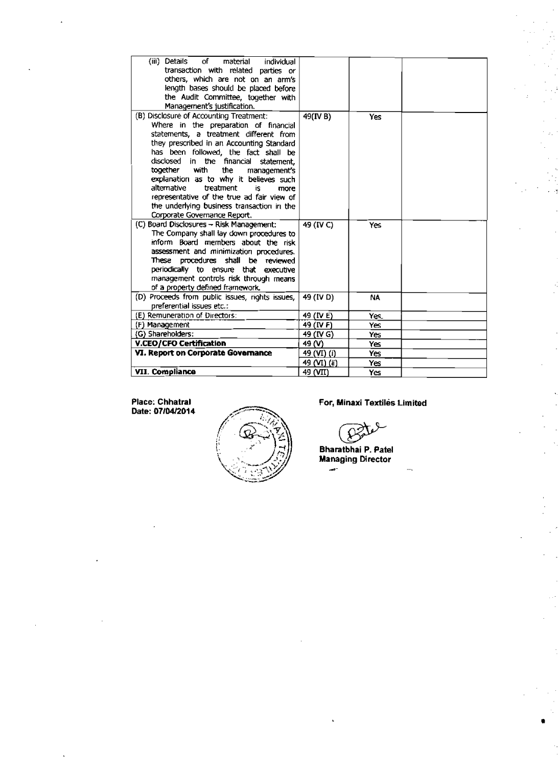| | | | |
|---|---|---|---|
| (iii) Details of material individual transaction with related parties or others, which are not on an arm's length bases should be placed before the Audit Committee, together with Management's justification. | | | |
| (B) Disclosure of Accounting Treatment: Where in the preparation of financial statements, a treatment different from they prescribed in an Accounting Standard has been followed, the fact shall be disclosed in the financial statement, together with the management's explanation as to why it believes such alternative treatment is more representative of the true ad fair view of the underlying business transaction in the Corporate Governance Report. | 49(IV B) | Yes | |
| (C) Board Disclosures – Risk Management: The Company shall lay down procedures to inform Board members about the risk assessment and minimization procedures. These procedures shall be reviewed periodically to ensure that executive management controls risk through means of a property defined framework. | 49 (IV C) | Yes | |
| (D) Proceeds from public issues, rights issues, preferential issues etc.: | 49 (IV D) | NA | |
| (E) Remuneration of Directors: | 49 (IV E) | Yes | |
| (F) Management | 49 (IV F) | Yes | |
| (G) Shareholders: | 49 (IV G) | Yes | |
| **V.CEO/CFO Certification** | 49 (V) | Yes | |
| **VI. Report on Corporate Governance** | 49 (VI) (i) | Yes | |
| | 49 (VI) (ii) | Yes | |
| **VII. Compliance** | 49 (VII) | Yes | |

**Place: Chhatral**
**Date: 07/04/2014**

**For, Minaxi Textiles Limited**

**Bharatbhai P. Patel**
**Managing Director**